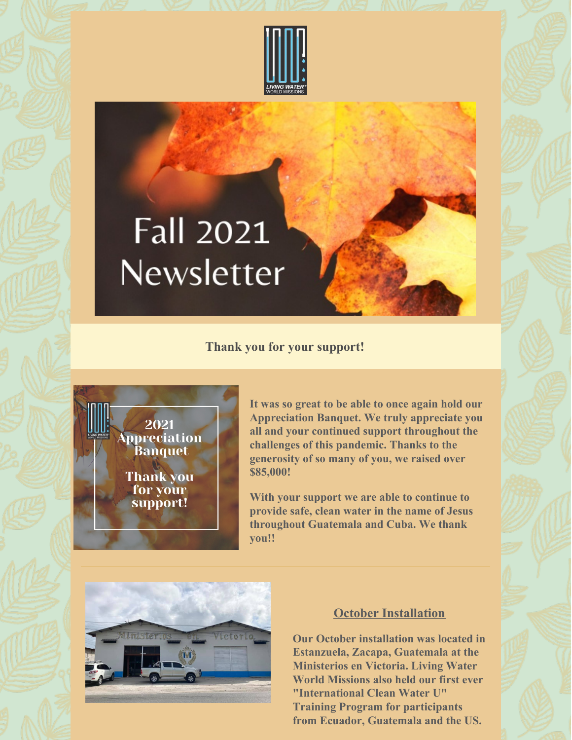# Fall 2021 Newsletter

**Thank you for your support!**

2021 Appreciation Banquet

Thank you for your support!

**It was so great to be able to once again hold our Appreciation Banquet. We truly appreciate you all and your continued support throughout the challenges of this pandemic. Thanks to the generosity of so many of you, we raised over $85,000!**

**With your support we are able to continue to provide safe, clean water in the name of Jesus throughout Guatemala and Cuba. We thank you!!**

---

## October Installation

**Our October installation was located in Estanzuela, Zacapa, Guatemala at the Ministerios en Victoria. Living Water World Missions also held our first ever "International Clean Water U" Training Program for participants from Ecuador, Guatemala and the US.**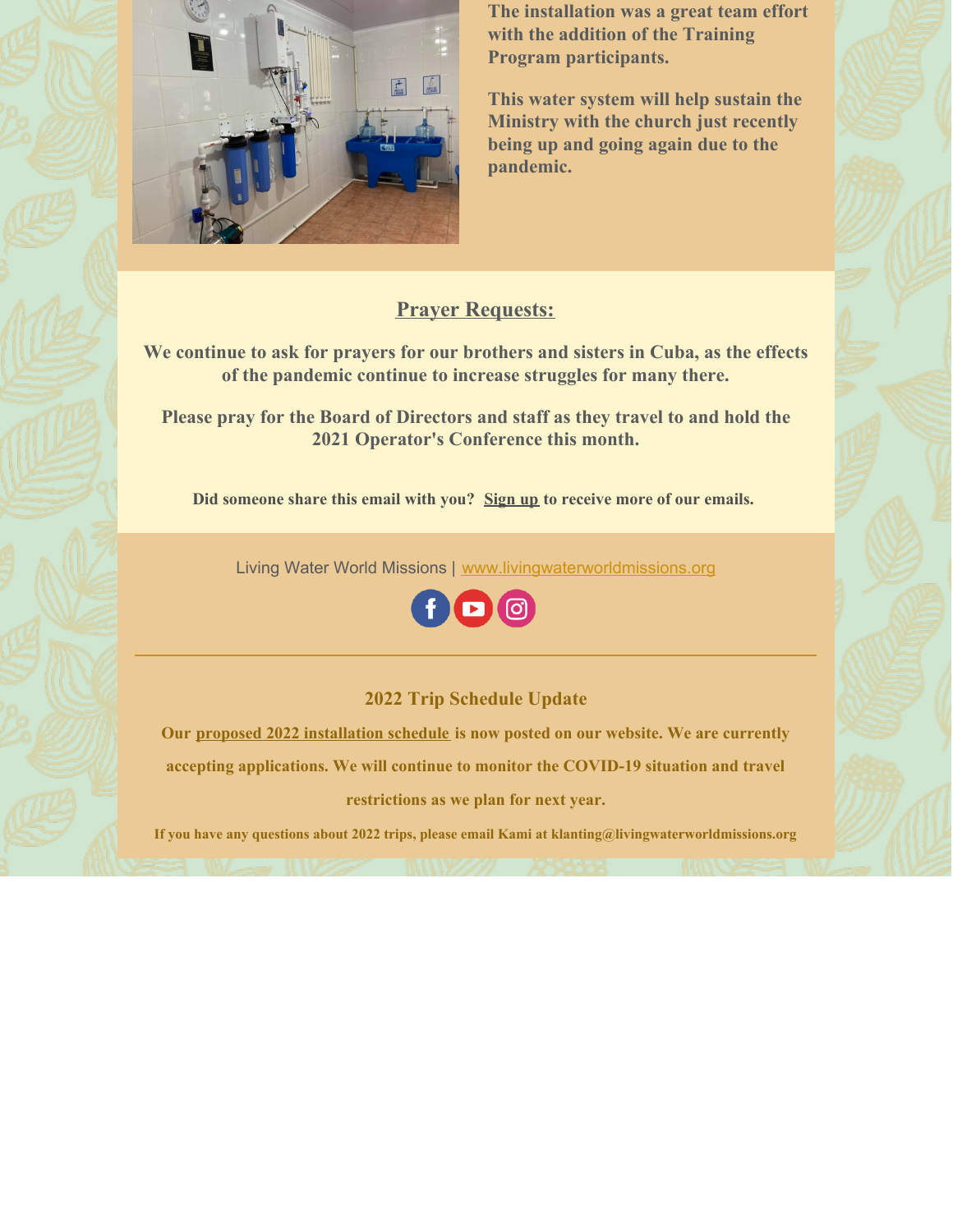**The installation was a great team effort with the addition of the Training Program participants.**

**This water system will help sustain the Ministry with the church just recently being up and going again due to the pandemic.**

## Prayer Requests:

**We continue to ask for prayers for our brothers and sisters in Cuba, as the effects of the pandemic continue to increase struggles for many there.**

**Please pray for the Board of Directors and staff as they travel to and hold the 2021 Operator's Conference this month.**

**Did someone share this email with you? Sign up to receive more of our emails.**

Living Water World Missions | www.livingwaterworldmissions.org

---

### 2022 Trip Schedule Update

**Our proposed 2022 installation schedule is now posted on our website. We are currently accepting applications. We will continue to monitor the COVID-19 situation and travel restrictions as we plan for next year.**

**If you have any questions about 2022 trips, please email Kami at klanting@livingwaterworldmissions.org**